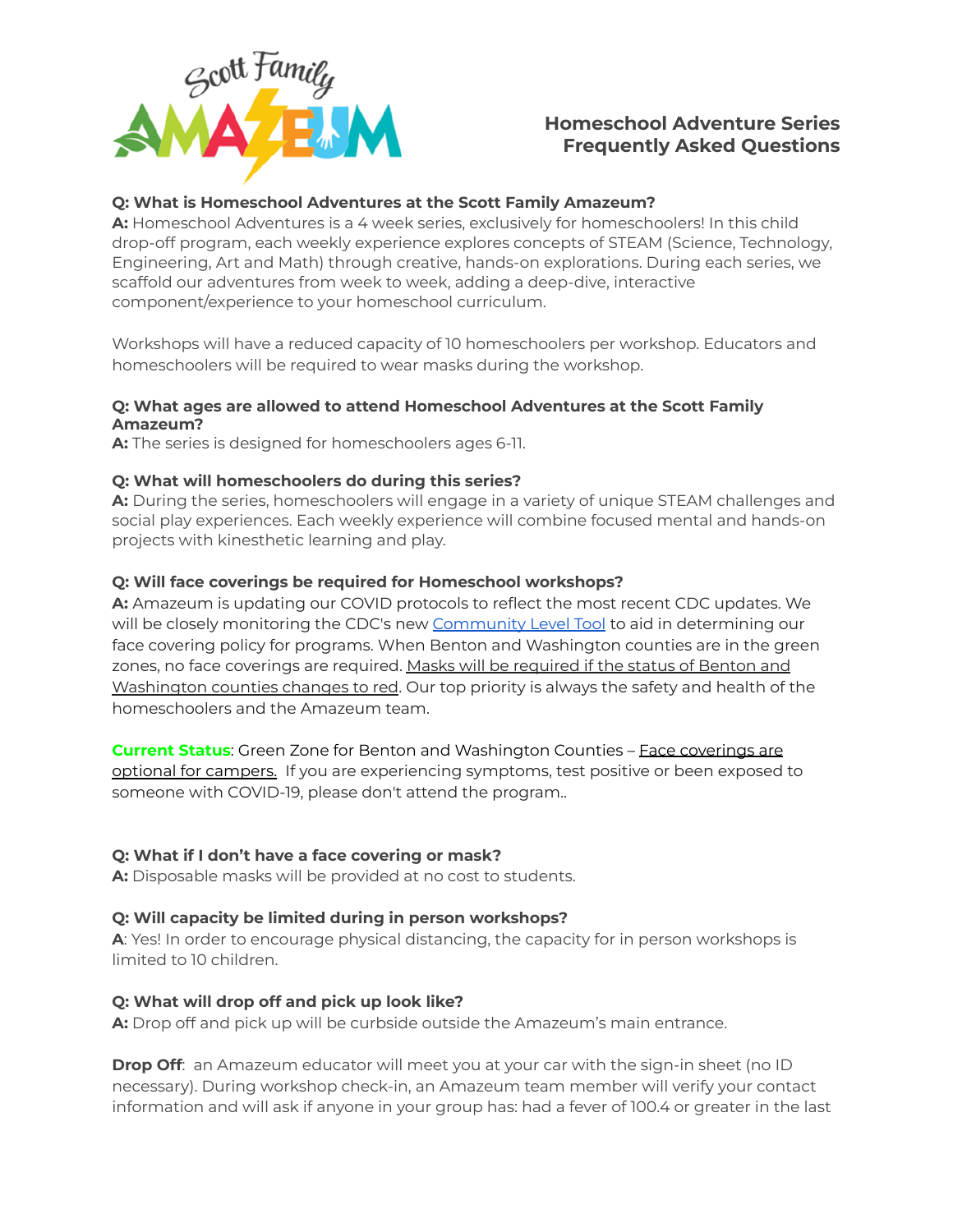# Homeschool Adventure Series Frequently Asked Questions

**Q: What is Homeschool Adventures at the Scott Family Amazeum?**
**A:** Homeschool Adventures is a 4 week series, exclusively for homeschoolers! In this child drop-off program, each weekly experience explores concepts of STEAM (Science, Technology, Engineering, Art and Math) through creative, hands-on explorations. During each series, we scaffold our adventures from week to week, adding a deep-dive, interactive component/experience to your homeschool curriculum.

Workshops will have a reduced capacity of 10 homeschoolers per workshop. Educators and homeschoolers will be required to wear masks during the workshop.

**Q: What ages are allowed to attend Homeschool Adventures at the Scott Family Amazeum?**
**A:** The series is designed for homeschoolers ages 6-11.

**Q: What will homeschoolers do during this series?**
**A:** During the series, homeschoolers will engage in a variety of unique STEAM challenges and social play experiences. Each weekly experience will combine focused mental and hands-on projects with kinesthetic learning and play.

**Q: Will face coverings be required for Homeschool workshops?**
**A:** Amazeum is updating our COVID protocols to reflect the most recent CDC updates. We will be closely monitoring the CDC's new Community Level Tool to aid in determining our face covering policy for programs. When Benton and Washington counties are in the green zones, no face coverings are required. Masks will be required if the status of Benton and Washington counties changes to red. Our top priority is always the safety and health of the homeschoolers and the Amazeum team.

**Current Status**: Green Zone for Benton and Washington Counties – Face coverings are optional for campers. If you are experiencing symptoms, test positive or been exposed to someone with COVID-19, please don't attend the program..

**Q: What if I don't have a face covering or mask?**
**A:** Disposable masks will be provided at no cost to students.

**Q: Will capacity be limited during in person workshops?**
**A**: Yes! In order to encourage physical distancing, the capacity for in person workshops is limited to 10 children.

**Q: What will drop off and pick up look like?**
**A:** Drop off and pick up will be curbside outside the Amazeum's main entrance.

**Drop Off**: an Amazeum educator will meet you at your car with the sign-in sheet (no ID necessary). During workshop check-in, an Amazeum team member will verify your contact information and will ask if anyone in your group has: had a fever of 100.4 or greater in the last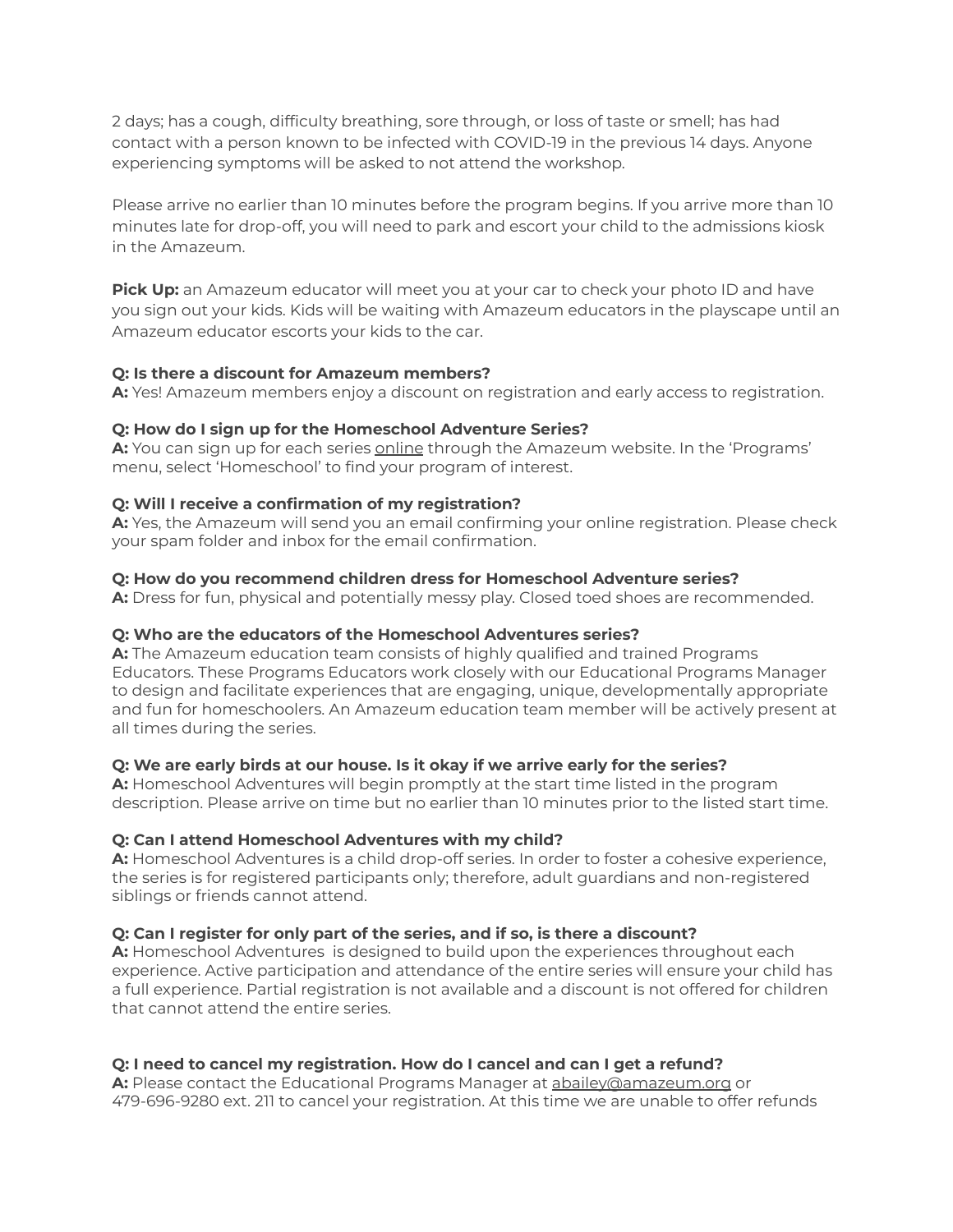2 days; has a cough, difficulty breathing, sore through, or loss of taste or smell; has had contact with a person known to be infected with COVID-19 in the previous 14 days. Anyone experiencing symptoms will be asked to not attend the workshop.

Please arrive no earlier than 10 minutes before the program begins. If you arrive more than 10 minutes late for drop-off, you will need to park and escort your child to the admissions kiosk in the Amazeum.

**Pick Up:** an Amazeum educator will meet you at your car to check your photo ID and have you sign out your kids. Kids will be waiting with Amazeum educators in the playscape until an Amazeum educator escorts your kids to the car.

**Q: Is there a discount for Amazeum members?**
**A:** Yes! Amazeum members enjoy a discount on registration and early access to registration.

**Q: How do I sign up for the Homeschool Adventure Series?**
**A:** You can sign up for each series online through the Amazeum website. In the 'Programs' menu, select 'Homeschool' to find your program of interest.

**Q: Will I receive a confirmation of my registration?**
**A:** Yes, the Amazeum will send you an email confirming your online registration. Please check your spam folder and inbox for the email confirmation.

**Q: How do you recommend children dress for Homeschool Adventure series?**
**A:** Dress for fun, physical and potentially messy play. Closed toed shoes are recommended.

**Q: Who are the educators of the Homeschool Adventures series?**
**A:** The Amazeum education team consists of highly qualified and trained Programs Educators. These Programs Educators work closely with our Educational Programs Manager to design and facilitate experiences that are engaging, unique, developmentally appropriate and fun for homeschoolers. An Amazeum education team member will be actively present at all times during the series.

**Q: We are early birds at our house. Is it okay if we arrive early for the series?**
**A:** Homeschool Adventures will begin promptly at the start time listed in the program description. Please arrive on time but no earlier than 10 minutes prior to the listed start time.

**Q: Can I attend Homeschool Adventures with my child?**
**A:** Homeschool Adventures is a child drop-off series. In order to foster a cohesive experience, the series is for registered participants only; therefore, adult guardians and non-registered siblings or friends cannot attend.

**Q: Can I register for only part of the series, and if so, is there a discount?**
**A:** Homeschool Adventures is designed to build upon the experiences throughout each experience. Active participation and attendance of the entire series will ensure your child has a full experience. Partial registration is not available and a discount is not offered for children that cannot attend the entire series.

**Q: I need to cancel my registration. How do I cancel and can I get a refund?**
**A:** Please contact the Educational Programs Manager at abailey@amazeum.org or 479-696-9280 ext. 211 to cancel your registration. At this time we are unable to offer refunds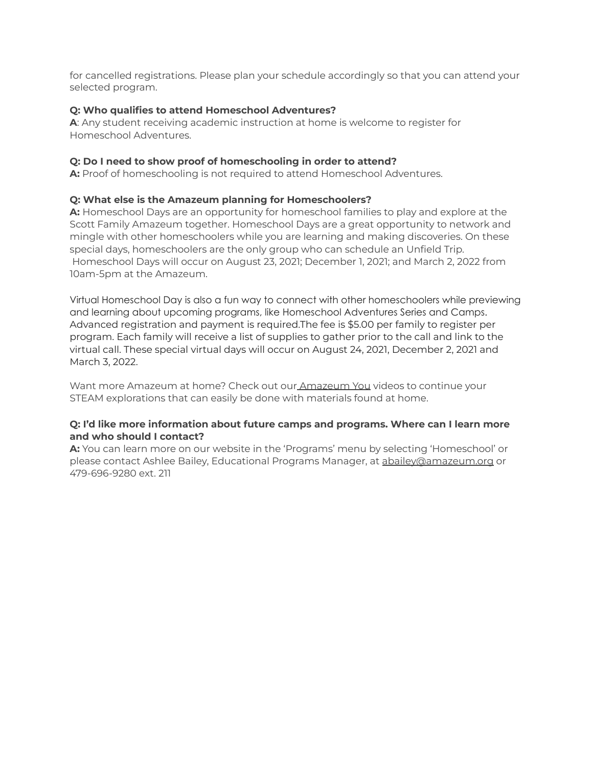for cancelled registrations. Please plan your schedule accordingly so that you can attend your selected program.

**Q: Who qualifies to attend Homeschool Adventures?**
**A**: Any student receiving academic instruction at home is welcome to register for Homeschool Adventures.

**Q: Do I need to show proof of homeschooling in order to attend?**
**A:** Proof of homeschooling is not required to attend Homeschool Adventures.

**Q: What else is the Amazeum planning for Homeschoolers?**
**A:** Homeschool Days are an opportunity for homeschool families to play and explore at the Scott Family Amazeum together. Homeschool Days are a great opportunity to network and mingle with other homeschoolers while you are learning and making discoveries. On these special days, homeschoolers are the only group who can schedule an Unfield Trip. Homeschool Days will occur on August 23, 2021; December 1, 2021; and March 2, 2022 from 10am-5pm at the Amazeum.

Virtual Homeschool Day is also a fun way to connect with other homeschoolers while previewing and learning about upcoming programs, like Homeschool Adventures Series and Camps. Advanced registration and payment is required.The fee is $5.00 per family to register per program. Each family will receive a list of supplies to gather prior to the call and link to the virtual call. These special virtual days will occur on August 24, 2021, December 2, 2021 and March 3, 2022.

Want more Amazeum at home? Check out our Amazeum You videos to continue your STEAM explorations that can easily be done with materials found at home.

**Q: I'd like more information about future camps and programs. Where can I learn more and who should I contact?**
**A:** You can learn more on our website in the 'Programs' menu by selecting 'Homeschool' or please contact Ashlee Bailey, Educational Programs Manager, at abailey@amazeum.org or 479-696-9280 ext. 211